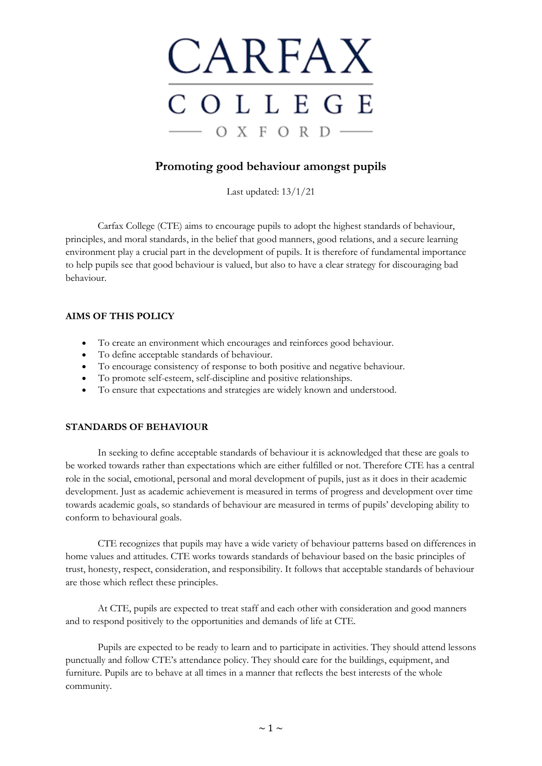# CARFAX COLLEGE OXFORD

## Promoting good behaviour amongst pupils

Last updated: 13/1/21

Carfax College (CTE) aims to encourage pupils to adopt the highest standards of behaviour, principles, and moral standards, in the belief that good manners, good relations, and a secure learning environment play a crucial part in the development of pupils. It is therefore of fundamental importance to help pupils see that good behaviour is valued, but also to have a clear strategy for discouraging bad behaviour.

### AIMS OF THIS POLICY

- To create an environment which encourages and reinforces good behaviour.
- To define acceptable standards of behaviour.
- To encourage consistency of response to both positive and negative behaviour.
- To promote self-esteem, self-discipline and positive relationships.
- To ensure that expectations and strategies are widely known and understood.

### STANDARDS OF BEHAVIOUR

In seeking to define acceptable standards of behaviour it is acknowledged that these are goals to be worked towards rather than expectations which are either fulfilled or not. Therefore CTE has a central role in the social, emotional, personal and moral development of pupils, just as it does in their academic development. Just as academic achievement is measured in terms of progress and development over time towards academic goals, so standards of behaviour are measured in terms of pupils' developing ability to conform to behavioural goals.

CTE recognizes that pupils may have a wide variety of behaviour patterns based on differences in home values and attitudes. CTE works towards standards of behaviour based on the basic principles of trust, honesty, respect, consideration, and responsibility. It follows that acceptable standards of behaviour are those which reflect these principles.

At CTE, pupils are expected to treat staff and each other with consideration and good manners and to respond positively to the opportunities and demands of life at CTE.

Pupils are expected to be ready to learn and to participate in activities. They should attend lessons punctually and follow CTE's attendance policy. They should care for the buildings, equipment, and furniture. Pupils are to behave at all times in a manner that reflects the best interests of the whole community.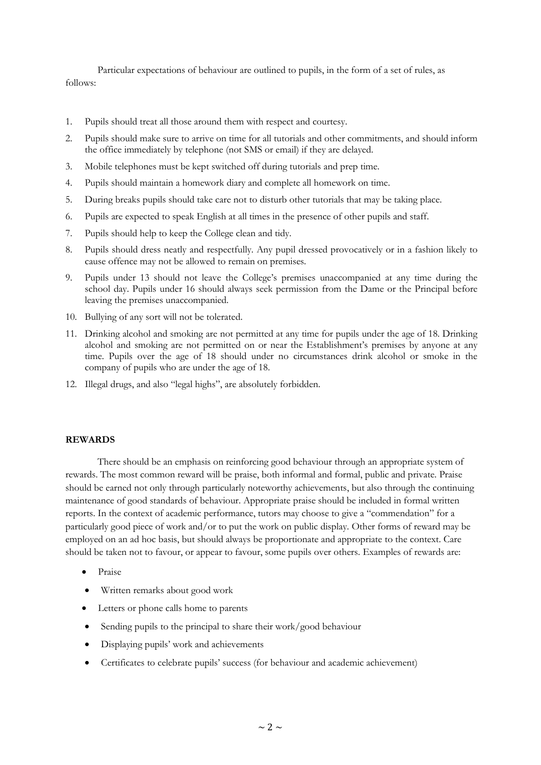Particular expectations of behaviour are outlined to pupils, in the form of a set of rules, as follows:

1. Pupils should treat all those around them with respect and courtesy.
2. Pupils should make sure to arrive on time for all tutorials and other commitments, and should inform the office immediately by telephone (not SMS or email) if they are delayed.
3. Mobile telephones must be kept switched off during tutorials and prep time.
4. Pupils should maintain a homework diary and complete all homework on time.
5. During breaks pupils should take care not to disturb other tutorials that may be taking place.
6. Pupils are expected to speak English at all times in the presence of other pupils and staff.
7. Pupils should help to keep the College clean and tidy.
8. Pupils should dress neatly and respectfully. Any pupil dressed provocatively or in a fashion likely to cause offence may not be allowed to remain on premises.
9. Pupils under 13 should not leave the College's premises unaccompanied at any time during the school day. Pupils under 16 should always seek permission from the Dame or the Principal before leaving the premises unaccompanied.
10. Bullying of any sort will not be tolerated.
11. Drinking alcohol and smoking are not permitted at any time for pupils under the age of 18. Drinking alcohol and smoking are not permitted on or near the Establishment's premises by anyone at any time. Pupils over the age of 18 should under no circumstances drink alcohol or smoke in the company of pupils who are under the age of 18.
12. Illegal drugs, and also "legal highs", are absolutely forbidden.

**REWARDS**

There should be an emphasis on reinforcing good behaviour through an appropriate system of rewards. The most common reward will be praise, both informal and formal, public and private. Praise should be earned not only through particularly noteworthy achievements, but also through the continuing maintenance of good standards of behaviour. Appropriate praise should be included in formal written reports. In the context of academic performance, tutors may choose to give a "commendation" for a particularly good piece of work and/or to put the work on public display. Other forms of reward may be employed on an ad hoc basis, but should always be proportionate and appropriate to the context. Care should be taken not to favour, or appear to favour, some pupils over others. Examples of rewards are:

- Praise
- Written remarks about good work
- Letters or phone calls home to parents
- Sending pupils to the principal to share their work/good behaviour
- Displaying pupils' work and achievements
- Certificates to celebrate pupils' success (for behaviour and academic achievement)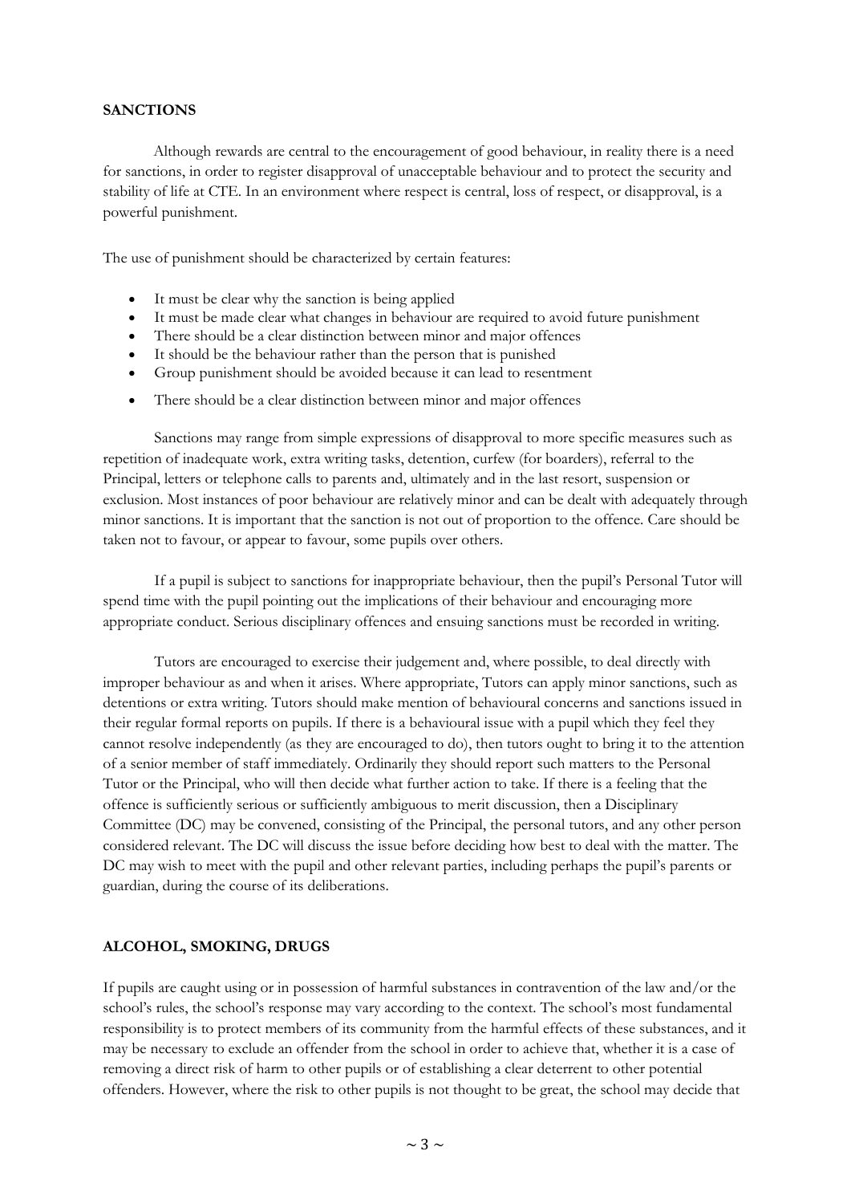**SANCTIONS**

Although rewards are central to the encouragement of good behaviour, in reality there is a need for sanctions, in order to register disapproval of unacceptable behaviour and to protect the security and stability of life at CTE. In an environment where respect is central, loss of respect, or disapproval, is a powerful punishment.

The use of punishment should be characterized by certain features:

- It must be clear why the sanction is being applied
- It must be made clear what changes in behaviour are required to avoid future punishment
- There should be a clear distinction between minor and major offences
- It should be the behaviour rather than the person that is punished
- Group punishment should be avoided because it can lead to resentment
- There should be a clear distinction between minor and major offences

Sanctions may range from simple expressions of disapproval to more specific measures such as repetition of inadequate work, extra writing tasks, detention, curfew (for boarders), referral to the Principal, letters or telephone calls to parents and, ultimately and in the last resort, suspension or exclusion. Most instances of poor behaviour are relatively minor and can be dealt with adequately through minor sanctions. It is important that the sanction is not out of proportion to the offence. Care should be taken not to favour, or appear to favour, some pupils over others.

If a pupil is subject to sanctions for inappropriate behaviour, then the pupil's Personal Tutor will spend time with the pupil pointing out the implications of their behaviour and encouraging more appropriate conduct. Serious disciplinary offences and ensuing sanctions must be recorded in writing.

Tutors are encouraged to exercise their judgement and, where possible, to deal directly with improper behaviour as and when it arises. Where appropriate, Tutors can apply minor sanctions, such as detentions or extra writing. Tutors should make mention of behavioural concerns and sanctions issued in their regular formal reports on pupils. If there is a behavioural issue with a pupil which they feel they cannot resolve independently (as they are encouraged to do), then tutors ought to bring it to the attention of a senior member of staff immediately. Ordinarily they should report such matters to the Personal Tutor or the Principal, who will then decide what further action to take. If there is a feeling that the offence is sufficiently serious or sufficiently ambiguous to merit discussion, then a Disciplinary Committee (DC) may be convened, consisting of the Principal, the personal tutors, and any other person considered relevant. The DC will discuss the issue before deciding how best to deal with the matter. The DC may wish to meet with the pupil and other relevant parties, including perhaps the pupil's parents or guardian, during the course of its deliberations.

**ALCOHOL, SMOKING, DRUGS**

If pupils are caught using or in possession of harmful substances in contravention of the law and/or the school's rules, the school's response may vary according to the context. The school's most fundamental responsibility is to protect members of its community from the harmful effects of these substances, and it may be necessary to exclude an offender from the school in order to achieve that, whether it is a case of removing a direct risk of harm to other pupils or of establishing a clear deterrent to other potential offenders. However, where the risk to other pupils is not thought to be great, the school may decide that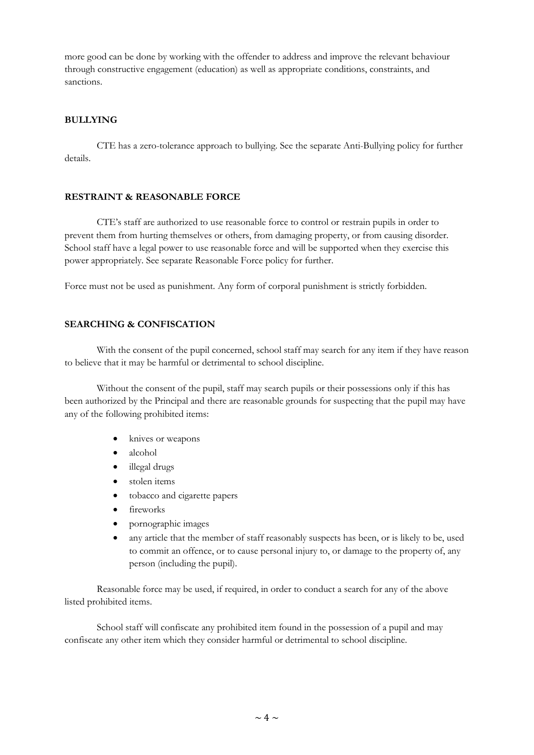more good can be done by working with the offender to address and improve the relevant behaviour through constructive engagement (education) as well as appropriate conditions, constraints, and sanctions.

## BULLYING

CTE has a zero-tolerance approach to bullying. See the separate Anti-Bullying policy for further details.

## RESTRAINT & REASONABLE FORCE

CTE's staff are authorized to use reasonable force to control or restrain pupils in order to prevent them from hurting themselves or others, from damaging property, or from causing disorder. School staff have a legal power to use reasonable force and will be supported when they exercise this power appropriately. See separate Reasonable Force policy for further.

Force must not be used as punishment. Any form of corporal punishment is strictly forbidden.

## SEARCHING & CONFISCATION

With the consent of the pupil concerned, school staff may search for any item if they have reason to believe that it may be harmful or detrimental to school discipline.

Without the consent of the pupil, staff may search pupils or their possessions only if this has been authorized by the Principal and there are reasonable grounds for suspecting that the pupil may have any of the following prohibited items:

- knives or weapons
- alcohol
- illegal drugs
- stolen items
- tobacco and cigarette papers
- fireworks
- pornographic images
- any article that the member of staff reasonably suspects has been, or is likely to be, used to commit an offence, or to cause personal injury to, or damage to the property of, any person (including the pupil).

Reasonable force may be used, if required, in order to conduct a search for any of the above listed prohibited items.

School staff will confiscate any prohibited item found in the possession of a pupil and may confiscate any other item which they consider harmful or detrimental to school discipline.